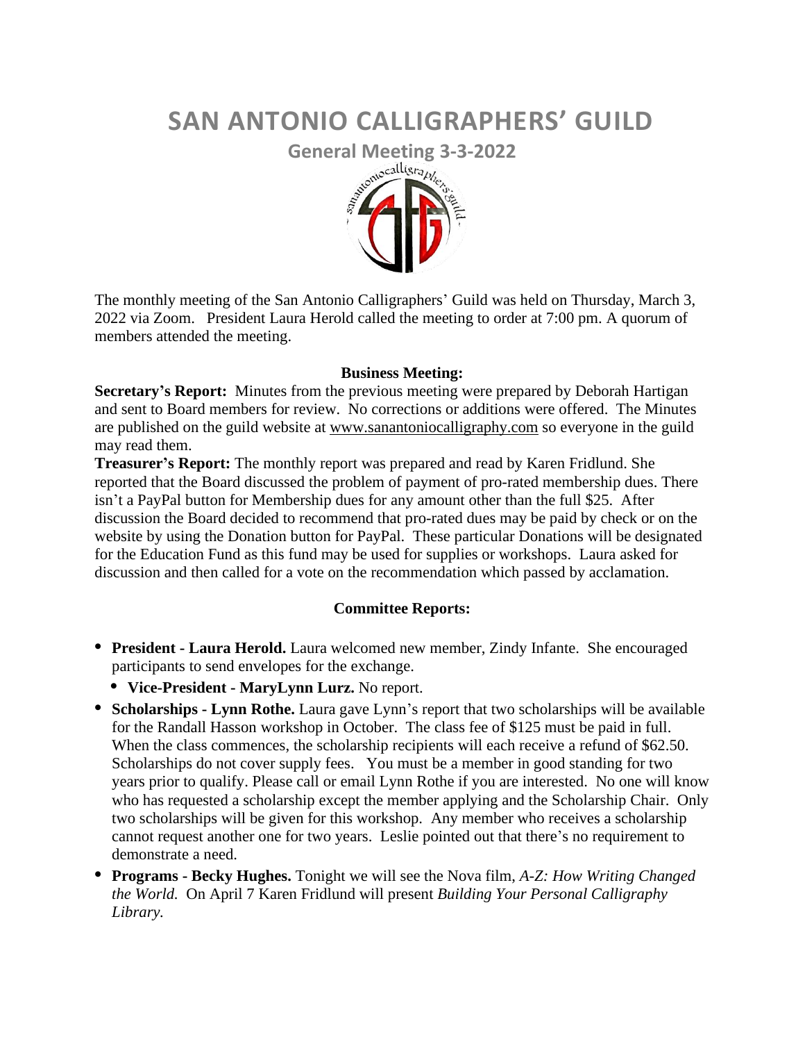# SAN ANTONIO CALLIGRAPHERS' GUILD

## General Meeting 3-3-2022

The monthly meeting of the San Antonio Calligraphers' Guild was held on Thursday, March 3, 2022 via Zoom. President Laura Herold called the meeting to order at 7:00 pm. A quorum of members attended the meeting.

### Business Meeting:

**Secretary's Report:** Minutes from the previous meeting were prepared by Deborah Hartigan and sent to Board members for review. No corrections or additions were offered. The Minutes are published on the guild website at www.sanantoniocalligraphy.com so everyone in the guild may read them.

**Treasurer's Report:** The monthly report was prepared and read by Karen Fridlund. She reported that the Board discussed the problem of payment of pro-rated membership dues. There isn't a PayPal button for Membership dues for any amount other than the full $25. After discussion the Board decided to recommend that pro-rated dues may be paid by check or on the website by using the Donation button for PayPal. These particular Donations will be designated for the Education Fund as this fund may be used for supplies or workshops. Laura asked for discussion and then called for a vote on the recommendation which passed by acclamation.

### Committee Reports:

- **President - Laura Herold.** Laura welcomed new member, Zindy Infante. She encouraged participants to send envelopes for the exchange.
  - **Vice-President - MaryLynn Lurz.** No report.
- **Scholarships - Lynn Rothe.** Laura gave Lynn's report that two scholarships will be available for the Randall Hasson workshop in October. The class fee of $125 must be paid in full. When the class commences, the scholarship recipients will each receive a refund of $62.50. Scholarships do not cover supply fees. You must be a member in good standing for two years prior to qualify. Please call or email Lynn Rothe if you are interested. No one will know who has requested a scholarship except the member applying and the Scholarship Chair. Only two scholarships will be given for this workshop. Any member who receives a scholarship cannot request another one for two years. Leslie pointed out that there's no requirement to demonstrate a need.
- **Programs - Becky Hughes.** Tonight we will see the Nova film, *A-Z: How Writing Changed the World.* On April 7 Karen Fridlund will present *Building Your Personal Calligraphy Library.*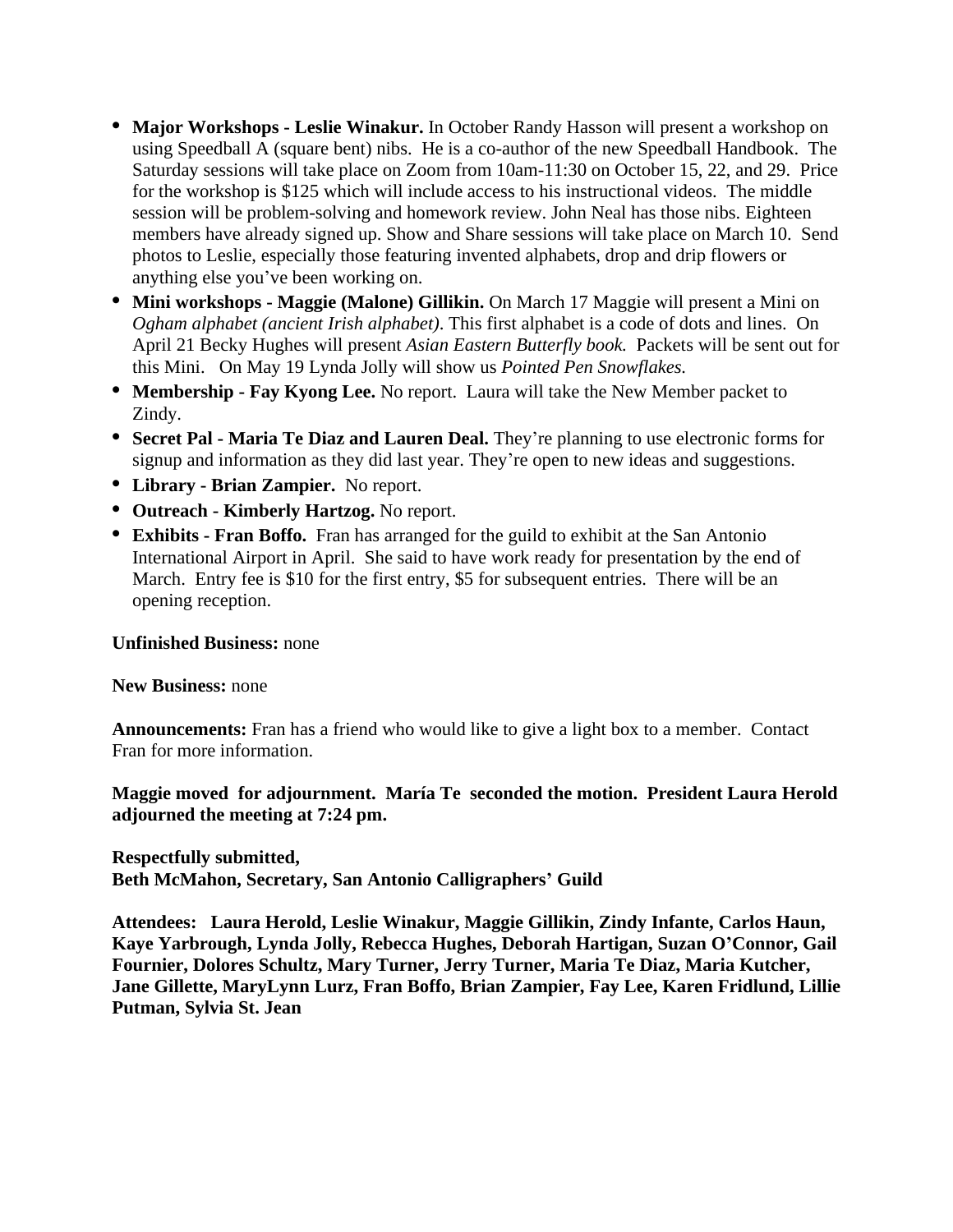- **Major Workshops - Leslie Winakur.** In October Randy Hasson will present a workshop on using Speedball A (square bent) nibs. He is a co-author of the new Speedball Handbook. The Saturday sessions will take place on Zoom from 10am-11:30 on October 15, 22, and 29. Price for the workshop is $125 which will include access to his instructional videos. The middle session will be problem-solving and homework review. John Neal has those nibs. Eighteen members have already signed up. Show and Share sessions will take place on March 10. Send photos to Leslie, especially those featuring invented alphabets, drop and drip flowers or anything else you've been working on.
- **Mini workshops - Maggie (Malone) Gillikin.** On March 17 Maggie will present a Mini on *Ogham alphabet (ancient Irish alphabet)*. This first alphabet is a code of dots and lines. On April 21 Becky Hughes will present *Asian Eastern Butterfly book.* Packets will be sent out for this Mini. On May 19 Lynda Jolly will show us *Pointed Pen Snowflakes.*
- **Membership - Fay Kyong Lee.** No report. Laura will take the New Member packet to Zindy.
- **Secret Pal - Maria Te Diaz and Lauren Deal.** They're planning to use electronic forms for signup and information as they did last year. They're open to new ideas and suggestions.
- **Library - Brian Zampier.** No report.
- **Outreach - Kimberly Hartzog.** No report.
- **Exhibits - Fran Boffo.** Fran has arranged for the guild to exhibit at the San Antonio International Airport in April. She said to have work ready for presentation by the end of March. Entry fee is $10 for the first entry, $5 for subsequent entries. There will be an opening reception.

**Unfinished Business:** none

**New Business:** none

**Announcements:** Fran has a friend who would like to give a light box to a member. Contact Fran for more information.

**Maggie moved for adjournment. María Te seconded the motion. President Laura Herold adjourned the meeting at 7:24 pm.**

**Respectfully submitted,**
**Beth McMahon, Secretary, San Antonio Calligraphers' Guild**

**Attendees: Laura Herold, Leslie Winakur, Maggie Gillikin, Zindy Infante, Carlos Haun, Kaye Yarbrough, Lynda Jolly, Rebecca Hughes, Deborah Hartigan, Suzan O'Connor, Gail Fournier, Dolores Schultz, Mary Turner, Jerry Turner, Maria Te Diaz, Maria Kutcher, Jane Gillette, MaryLynn Lurz, Fran Boffo, Brian Zampier, Fay Lee, Karen Fridlund, Lillie Putman, Sylvia St. Jean**